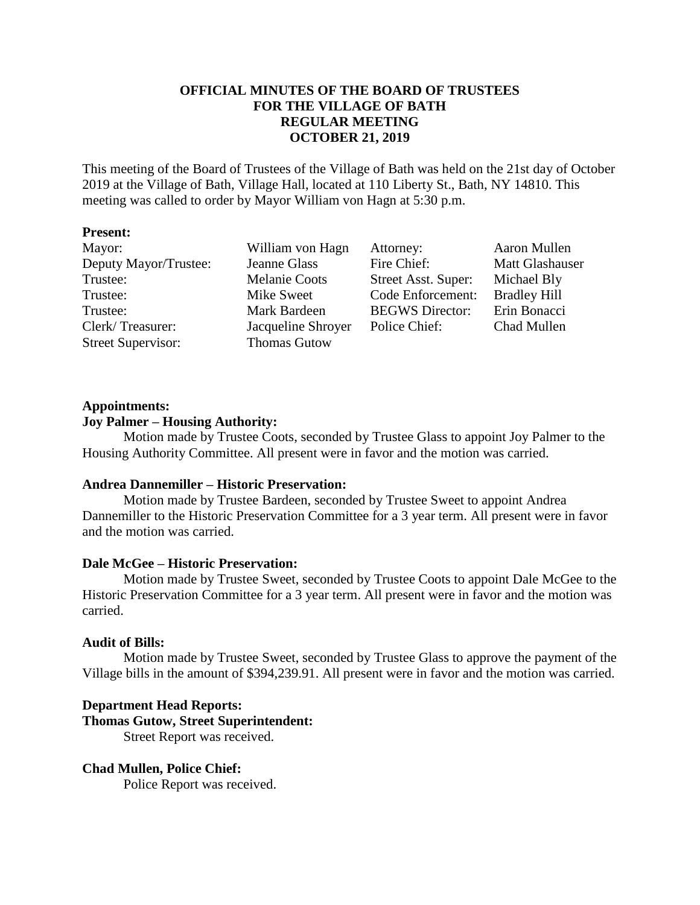# OFFICIAL MINUTES OF THE BOARD OF TRUSTEES FOR THE VILLAGE OF BATH REGULAR MEETING OCTOBER 21, 2019

This meeting of the Board of Trustees of the Village of Bath was held on the 21st day of October 2019 at the Village of Bath, Village Hall, located at 110 Liberty St., Bath, NY 14810. This meeting was called to order by Mayor William von Hagn at 5:30 p.m.

**Present:**

| | | | |
|---|---|---|---|
| Mayor: | William von Hagn | Attorney: | Aaron Mullen |
| Deputy Mayor/Trustee: | Jeanne Glass | Fire Chief: | Matt Glashauser |
| Trustee: | Melanie Coots | Street Asst. Super: | Michael Bly |
| Trustee: | Mike Sweet | Code Enforcement: | Bradley Hill |
| Trustee: | Mark Bardeen | BEGWS Director: | Erin Bonacci |
| Clerk/ Treasurer: | Jacqueline Shroyer | Police Chief: | Chad Mullen |
| Street Supervisor: | Thomas Gutow | | |

**Appointments:**

**Joy Palmer – Housing Authority:**

Motion made by Trustee Coots, seconded by Trustee Glass to appoint Joy Palmer to the Housing Authority Committee. All present were in favor and the motion was carried.

**Andrea Dannemiller – Historic Preservation:**

Motion made by Trustee Bardeen, seconded by Trustee Sweet to appoint Andrea Dannemiller to the Historic Preservation Committee for a 3 year term. All present were in favor and the motion was carried.

**Dale McGee – Historic Preservation:**

Motion made by Trustee Sweet, seconded by Trustee Coots to appoint Dale McGee to the Historic Preservation Committee for a 3 year term. All present were in favor and the motion was carried.

**Audit of Bills:**

Motion made by Trustee Sweet, seconded by Trustee Glass to approve the payment of the Village bills in the amount of $394,239.91. All present were in favor and the motion was carried.

**Department Head Reports:**

**Thomas Gutow, Street Superintendent:**

Street Report was received.

**Chad Mullen, Police Chief:**

Police Report was received.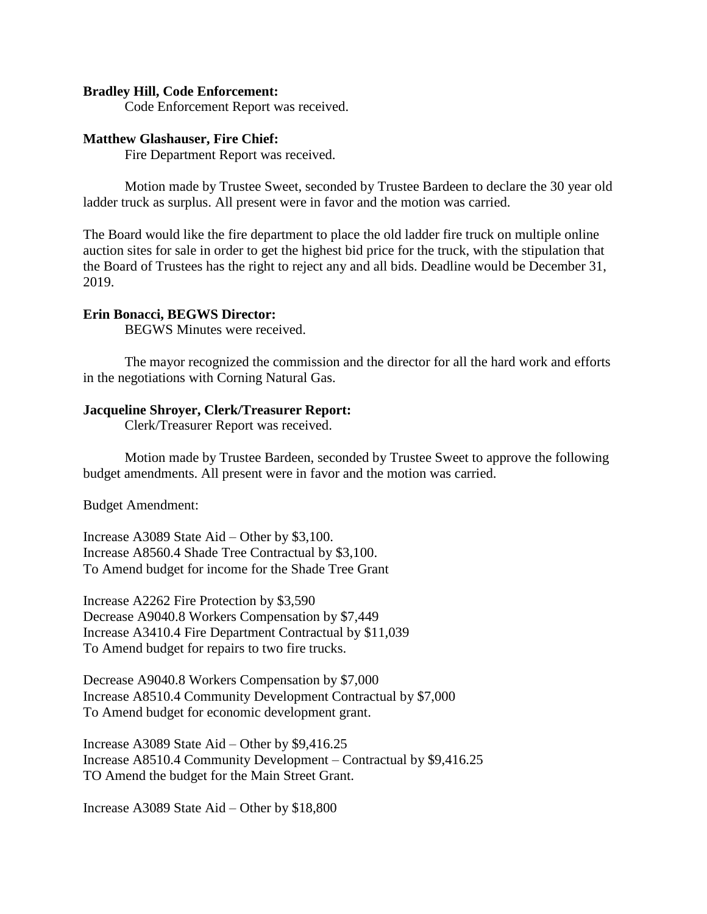**Bradley Hill, Code Enforcement:**

Code Enforcement Report was received.

**Matthew Glashauser, Fire Chief:**

Fire Department Report was received.

Motion made by Trustee Sweet, seconded by Trustee Bardeen to declare the 30 year old ladder truck as surplus. All present were in favor and the motion was carried.

The Board would like the fire department to place the old ladder fire truck on multiple online auction sites for sale in order to get the highest bid price for the truck, with the stipulation that the Board of Trustees has the right to reject any and all bids. Deadline would be December 31, 2019.

**Erin Bonacci, BEGWS Director:**

BEGWS Minutes were received.

The mayor recognized the commission and the director for all the hard work and efforts in the negotiations with Corning Natural Gas.

**Jacqueline Shroyer, Clerk/Treasurer Report:**

Clerk/Treasurer Report was received.

Motion made by Trustee Bardeen, seconded by Trustee Sweet to approve the following budget amendments. All present were in favor and the motion was carried.

Budget Amendment:

Increase A3089 State Aid – Other by $3,100.
Increase A8560.4 Shade Tree Contractual by $3,100.
To Amend budget for income for the Shade Tree Grant

Increase A2262 Fire Protection by $3,590
Decrease A9040.8 Workers Compensation by $7,449
Increase A3410.4 Fire Department Contractual by $11,039
To Amend budget for repairs to two fire trucks.

Decrease A9040.8 Workers Compensation by $7,000
Increase A8510.4 Community Development Contractual by $7,000
To Amend budget for economic development grant.

Increase A3089 State Aid – Other by $9,416.25
Increase A8510.4 Community Development – Contractual by $9,416.25
TO Amend the budget for the Main Street Grant.

Increase A3089 State Aid – Other by $18,800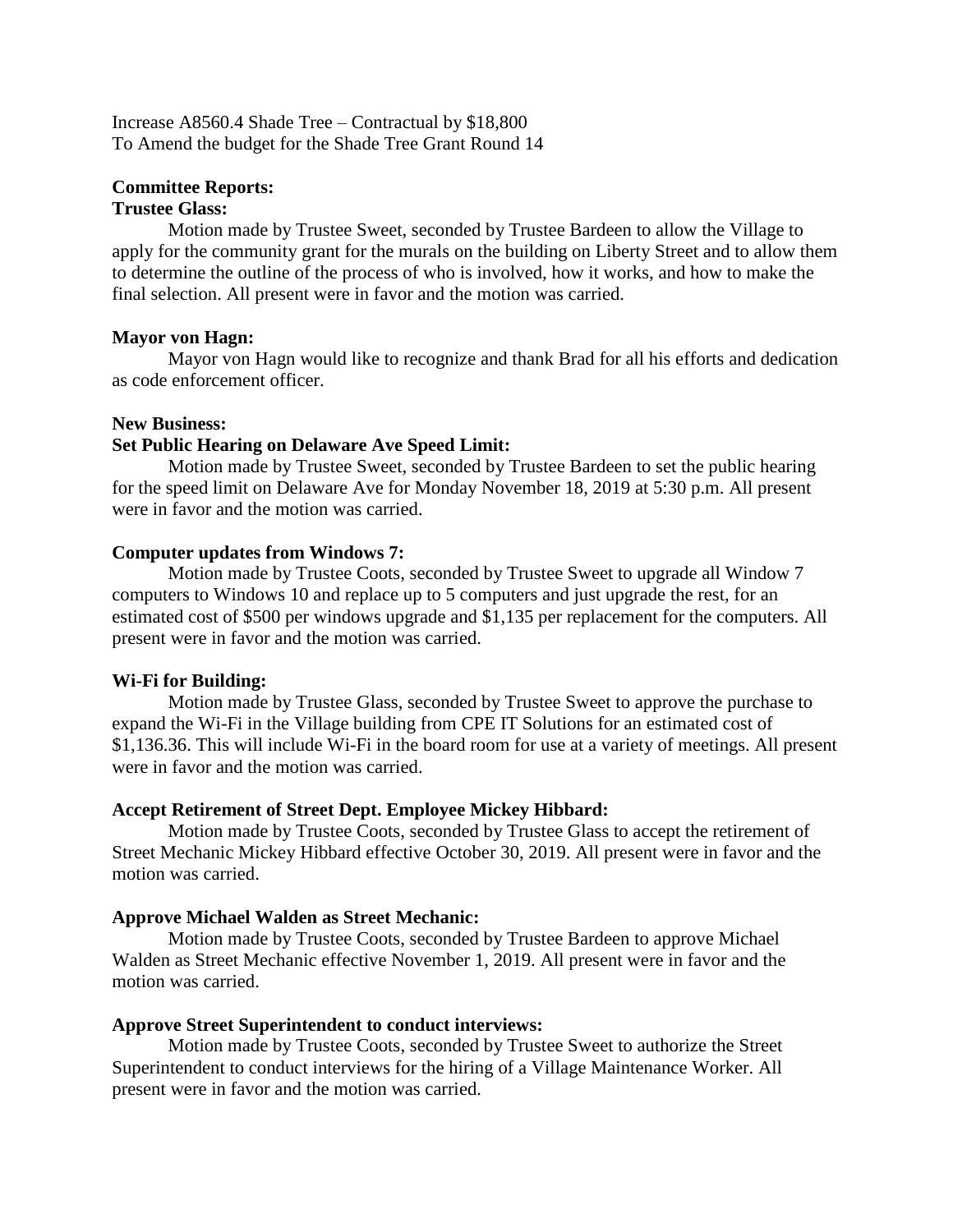Increase A8560.4 Shade Tree – Contractual by $18,800
To Amend the budget for the Shade Tree Grant Round 14

**Committee Reports:**

**Trustee Glass:**

Motion made by Trustee Sweet, seconded by Trustee Bardeen to allow the Village to apply for the community grant for the murals on the building on Liberty Street and to allow them to determine the outline of the process of who is involved, how it works, and how to make the final selection. All present were in favor and the motion was carried.

**Mayor von Hagn:**

Mayor von Hagn would like to recognize and thank Brad for all his efforts and dedication as code enforcement officer.

**New Business:**

**Set Public Hearing on Delaware Ave Speed Limit:**

Motion made by Trustee Sweet, seconded by Trustee Bardeen to set the public hearing for the speed limit on Delaware Ave for Monday November 18, 2019 at 5:30 p.m. All present were in favor and the motion was carried.

**Computer updates from Windows 7:**

Motion made by Trustee Coots, seconded by Trustee Sweet to upgrade all Window 7 computers to Windows 10 and replace up to 5 computers and just upgrade the rest, for an estimated cost of $500 per windows upgrade and $1,135 per replacement for the computers. All present were in favor and the motion was carried.

**Wi-Fi for Building:**

Motion made by Trustee Glass, seconded by Trustee Sweet to approve the purchase to expand the Wi-Fi in the Village building from CPE IT Solutions for an estimated cost of $1,136.36. This will include Wi-Fi in the board room for use at a variety of meetings. All present were in favor and the motion was carried.

**Accept Retirement of Street Dept. Employee Mickey Hibbard:**

Motion made by Trustee Coots, seconded by Trustee Glass to accept the retirement of Street Mechanic Mickey Hibbard effective October 30, 2019. All present were in favor and the motion was carried.

**Approve Michael Walden as Street Mechanic:**

Motion made by Trustee Coots, seconded by Trustee Bardeen to approve Michael Walden as Street Mechanic effective November 1, 2019. All present were in favor and the motion was carried.

**Approve Street Superintendent to conduct interviews:**

Motion made by Trustee Coots, seconded by Trustee Sweet to authorize the Street Superintendent to conduct interviews for the hiring of a Village Maintenance Worker. All present were in favor and the motion was carried.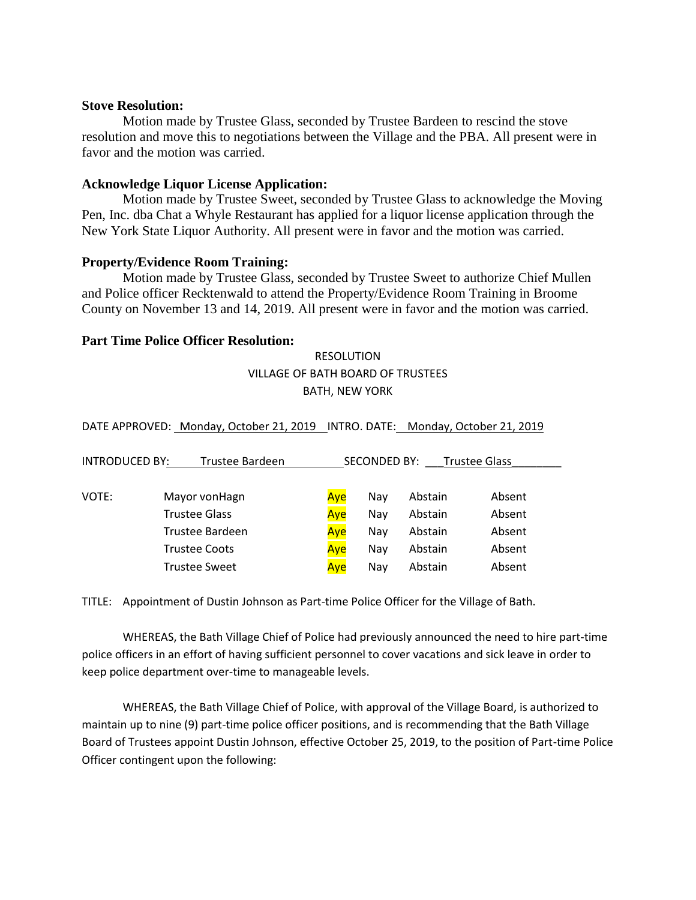**Stove Resolution:**

Motion made by Trustee Glass, seconded by Trustee Bardeen to rescind the stove resolution and move this to negotiations between the Village and the PBA. All present were in favor and the motion was carried.

**Acknowledge Liquor License Application:**

Motion made by Trustee Sweet, seconded by Trustee Glass to acknowledge the Moving Pen, Inc. dba Chat a Whyle Restaurant has applied for a liquor license application through the New York State Liquor Authority. All present were in favor and the motion was carried.

**Property/Evidence Room Training:**

Motion made by Trustee Glass, seconded by Trustee Sweet to authorize Chief Mullen and Police officer Recktenwald to attend the Property/Evidence Room Training in Broome County on November 13 and 14, 2019. All present were in favor and the motion was carried.

**Part Time Police Officer Resolution:**

RESOLUTION
VILLAGE OF BATH BOARD OF TRUSTEES
BATH, NEW YORK

DATE APPROVED: Monday, October 21, 2019 INTRO. DATE: Monday, October 21, 2019

INTRODUCED BY: Trustee Bardeen SECONDED BY: Trustee Glass

| VOTE: | | | | | |
|---|---|---|---|---|---|
| | Mayor vonHagn | **Aye** | Nay | Abstain | Absent |
| | Trustee Glass | **Aye** | Nay | Abstain | Absent |
| | Trustee Bardeen | **Aye** | Nay | Abstain | Absent |
| | Trustee Coots | **Aye** | Nay | Abstain | Absent |
| | Trustee Sweet | **Aye** | Nay | Abstain | Absent |

TITLE: Appointment of Dustin Johnson as Part-time Police Officer for the Village of Bath.

WHEREAS, the Bath Village Chief of Police had previously announced the need to hire part-time police officers in an effort of having sufficient personnel to cover vacations and sick leave in order to keep police department over-time to manageable levels.

WHEREAS, the Bath Village Chief of Police, with approval of the Village Board, is authorized to maintain up to nine (9) part-time police officer positions, and is recommending that the Bath Village Board of Trustees appoint Dustin Johnson, effective October 25, 2019, to the position of Part-time Police Officer contingent upon the following: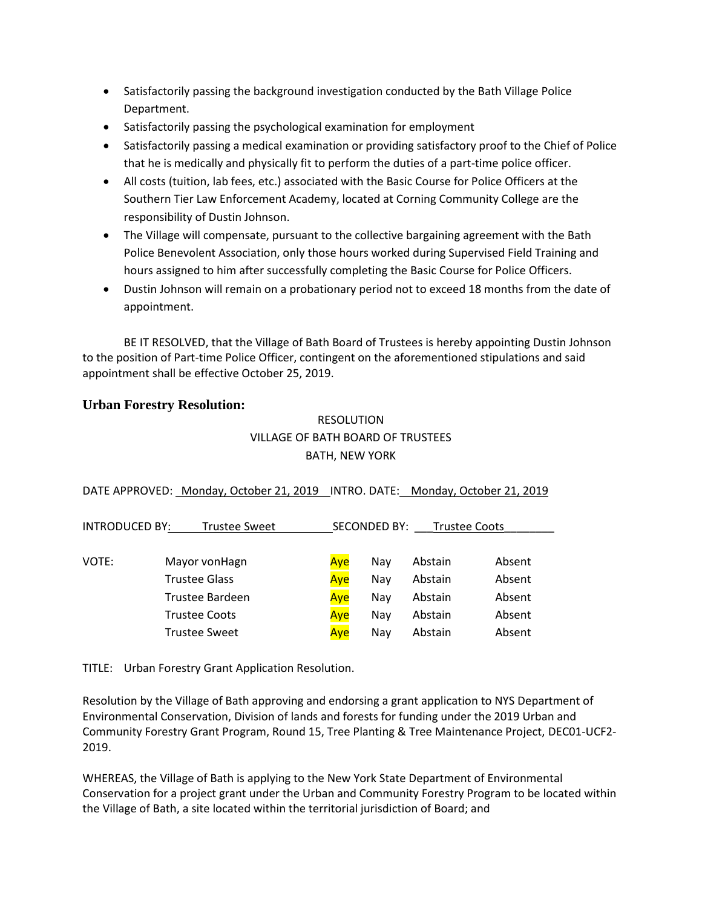- Satisfactorily passing the background investigation conducted by the Bath Village Police Department.
- Satisfactorily passing the psychological examination for employment
- Satisfactorily passing a medical examination or providing satisfactory proof to the Chief of Police that he is medically and physically fit to perform the duties of a part-time police officer.
- All costs (tuition, lab fees, etc.) associated with the Basic Course for Police Officers at the Southern Tier Law Enforcement Academy, located at Corning Community College are the responsibility of Dustin Johnson.
- The Village will compensate, pursuant to the collective bargaining agreement with the Bath Police Benevolent Association, only those hours worked during Supervised Field Training and hours assigned to him after successfully completing the Basic Course for Police Officers.
- Dustin Johnson will remain on a probationary period not to exceed 18 months from the date of appointment.

BE IT RESOLVED, that the Village of Bath Board of Trustees is hereby appointing Dustin Johnson to the position of Part-time Police Officer, contingent on the aforementioned stipulations and said appointment shall be effective October 25, 2019.

### Urban Forestry Resolution:

RESOLUTION
VILLAGE OF BATH BOARD OF TRUSTEES
BATH, NEW YORK

DATE APPROVED: Monday, October 21, 2019 INTRO. DATE: Monday, October 21, 2019

INTRODUCED BY: Trustee Sweet SECONDED BY: Trustee Coots

| VOTE: | | | | | |
|---|---|---|---|---|---|
| | Mayor vonHagn | **Aye** | Nay | Abstain | Absent |
| | Trustee Glass | **Aye** | Nay | Abstain | Absent |
| | Trustee Bardeen | **Aye** | Nay | Abstain | Absent |
| | Trustee Coots | **Aye** | Nay | Abstain | Absent |
| | Trustee Sweet | **Aye** | Nay | Abstain | Absent |

TITLE: Urban Forestry Grant Application Resolution.

Resolution by the Village of Bath approving and endorsing a grant application to NYS Department of Environmental Conservation, Division of lands and forests for funding under the 2019 Urban and Community Forestry Grant Program, Round 15, Tree Planting & Tree Maintenance Project, DEC01-UCF2-2019.

WHEREAS, the Village of Bath is applying to the New York State Department of Environmental Conservation for a project grant under the Urban and Community Forestry Program to be located within the Village of Bath, a site located within the territorial jurisdiction of Board; and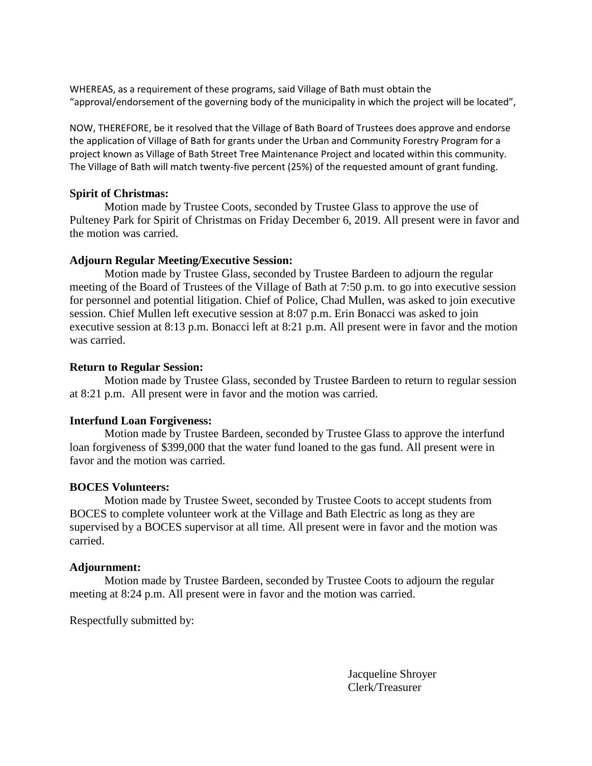WHEREAS, as a requirement of these programs, said Village of Bath must obtain the "approval/endorsement of the governing body of the municipality in which the project will be located",

NOW, THEREFORE, be it resolved that the Village of Bath Board of Trustees does approve and endorse the application of Village of Bath for grants under the Urban and Community Forestry Program for a project known as Village of Bath Street Tree Maintenance Project and located within this community. The Village of Bath will match twenty-five percent (25%) of the requested amount of grant funding.

**Spirit of Christmas:**

Motion made by Trustee Coots, seconded by Trustee Glass to approve the use of Pulteney Park for Spirit of Christmas on Friday December 6, 2019. All present were in favor and the motion was carried.

**Adjourn Regular Meeting/Executive Session:**

Motion made by Trustee Glass, seconded by Trustee Bardeen to adjourn the regular meeting of the Board of Trustees of the Village of Bath at 7:50 p.m. to go into executive session for personnel and potential litigation. Chief of Police, Chad Mullen, was asked to join executive session. Chief Mullen left executive session at 8:07 p.m. Erin Bonacci was asked to join executive session at 8:13 p.m. Bonacci left at 8:21 p.m. All present were in favor and the motion was carried.

**Return to Regular Session:**

Motion made by Trustee Glass, seconded by Trustee Bardeen to return to regular session at 8:21 p.m. All present were in favor and the motion was carried.

**Interfund Loan Forgiveness:**

Motion made by Trustee Bardeen, seconded by Trustee Glass to approve the interfund loan forgiveness of $399,000 that the water fund loaned to the gas fund. All present were in favor and the motion was carried.

**BOCES Volunteers:**

Motion made by Trustee Sweet, seconded by Trustee Coots to accept students from BOCES to complete volunteer work at the Village and Bath Electric as long as they are supervised by a BOCES supervisor at all time. All present were in favor and the motion was carried.

**Adjournment:**

Motion made by Trustee Bardeen, seconded by Trustee Coots to adjourn the regular meeting at 8:24 p.m. All present were in favor and the motion was carried.

Respectfully submitted by:

Jacqueline Shroyer
Clerk/Treasurer